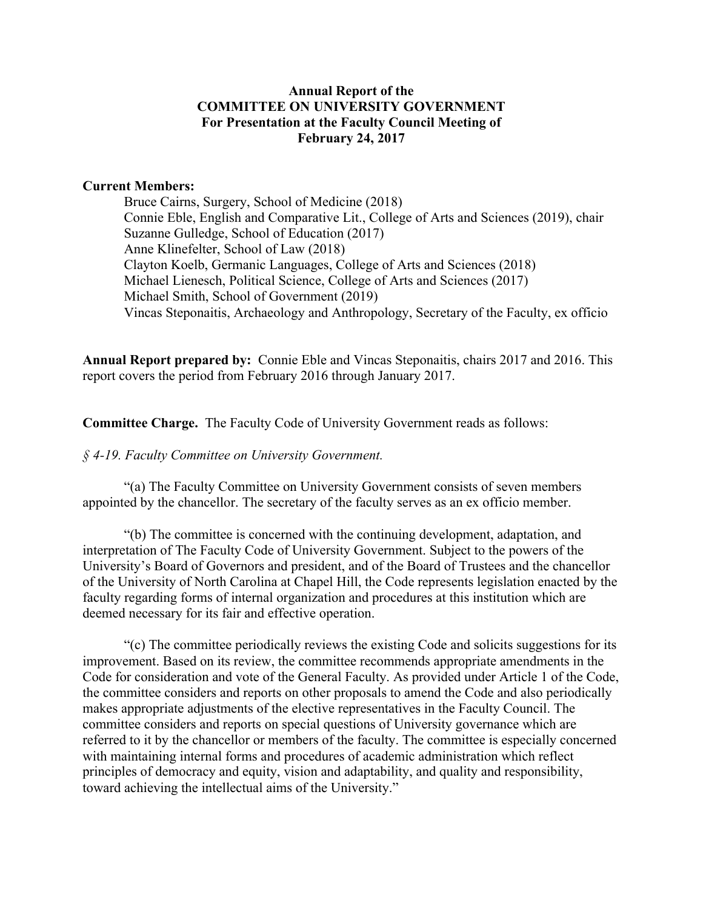**Annual Report of the**
**COMMITTEE ON UNIVERSITY GOVERNMENT**
**For Presentation at the Faculty Council Meeting of**
**February 24, 2017**

**Current Members:**

Bruce Cairns, Surgery, School of Medicine (2018)
Connie Eble, English and Comparative Lit., College of Arts and Sciences (2019), chair
Suzanne Gulledge, School of Education (2017)
Anne Klinefelter, School of Law (2018)
Clayton Koelb, Germanic Languages, College of Arts and Sciences (2018)
Michael Lienesch, Political Science, College of Arts and Sciences (2017)
Michael Smith, School of Government (2019)
Vincas Steponaitis, Archaeology and Anthropology, Secretary of the Faculty, ex officio

**Annual Report prepared by:** Connie Eble and Vincas Steponaitis, chairs 2017 and 2016. This report covers the period from February 2016 through January 2017.

**Committee Charge.** The Faculty Code of University Government reads as follows:

*§ 4-19. Faculty Committee on University Government.*

"(a) The Faculty Committee on University Government consists of seven members appointed by the chancellor. The secretary of the faculty serves as an ex officio member.

"(b) The committee is concerned with the continuing development, adaptation, and interpretation of The Faculty Code of University Government. Subject to the powers of the University's Board of Governors and president, and of the Board of Trustees and the chancellor of the University of North Carolina at Chapel Hill, the Code represents legislation enacted by the faculty regarding forms of internal organization and procedures at this institution which are deemed necessary for its fair and effective operation.

"(c) The committee periodically reviews the existing Code and solicits suggestions for its improvement. Based on its review, the committee recommends appropriate amendments in the Code for consideration and vote of the General Faculty. As provided under Article 1 of the Code, the committee considers and reports on other proposals to amend the Code and also periodically makes appropriate adjustments of the elective representatives in the Faculty Council. The committee considers and reports on special questions of University governance which are referred to it by the chancellor or members of the faculty. The committee is especially concerned with maintaining internal forms and procedures of academic administration which reflect principles of democracy and equity, vision and adaptability, and quality and responsibility, toward achieving the intellectual aims of the University."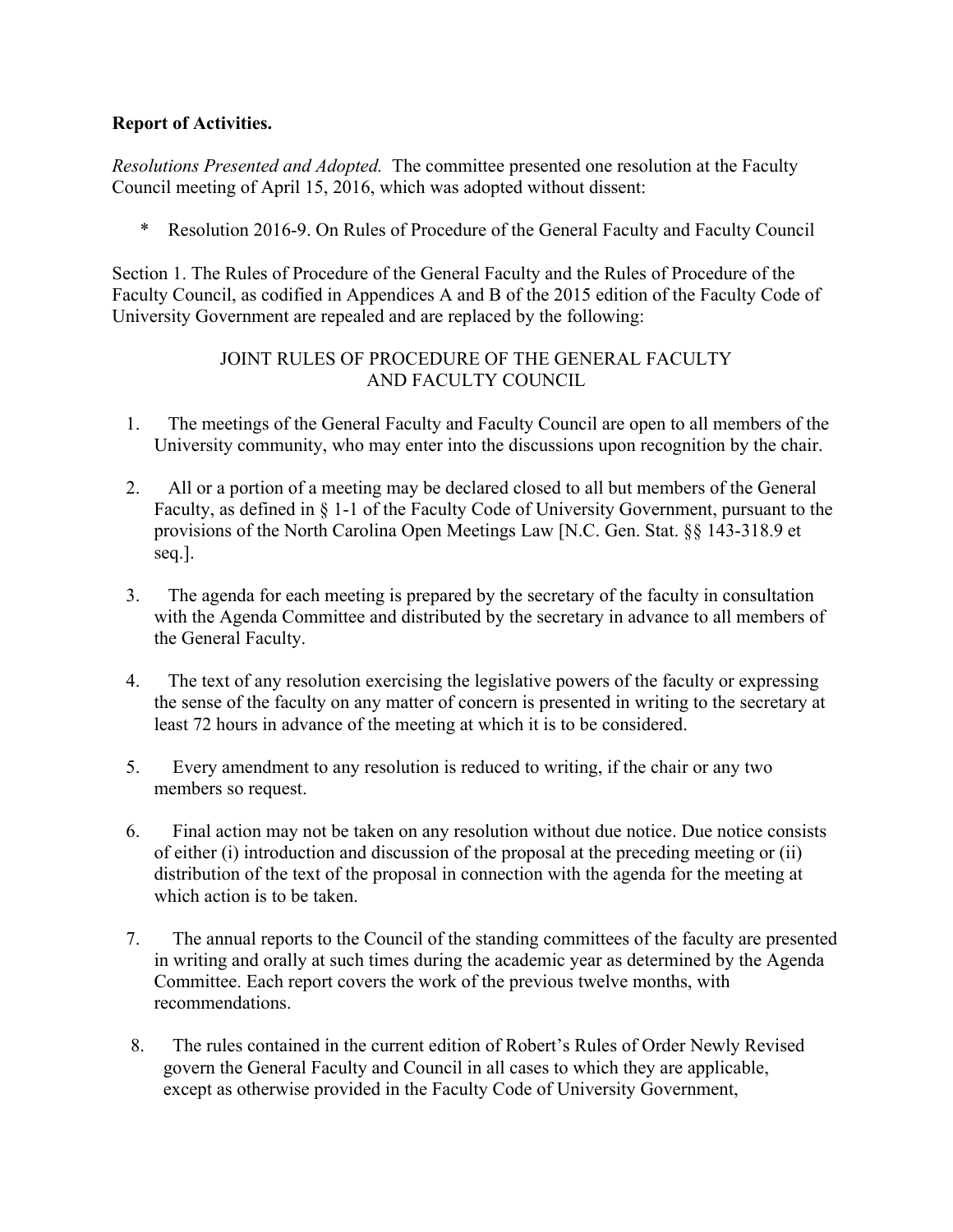**Report of Activities.**

*Resolutions Presented and Adopted.* The committee presented one resolution at the Faculty Council meeting of April 15, 2016, which was adopted without dissent:

* Resolution 2016-9. On Rules of Procedure of the General Faculty and Faculty Council

Section 1. The Rules of Procedure of the General Faculty and the Rules of Procedure of the Faculty Council, as codified in Appendices A and B of the 2015 edition of the Faculty Code of University Government are repealed and are replaced by the following:

JOINT RULES OF PROCEDURE OF THE GENERAL FACULTY AND FACULTY COUNCIL

1. The meetings of the General Faculty and Faculty Council are open to all members of the University community, who may enter into the discussions upon recognition by the chair.

2. All or a portion of a meeting may be declared closed to all but members of the General Faculty, as defined in § 1-1 of the Faculty Code of University Government, pursuant to the provisions of the North Carolina Open Meetings Law [N.C. Gen. Stat. §§ 143-318.9 et seq.].

3. The agenda for each meeting is prepared by the secretary of the faculty in consultation with the Agenda Committee and distributed by the secretary in advance to all members of the General Faculty.

4. The text of any resolution exercising the legislative powers of the faculty or expressing the sense of the faculty on any matter of concern is presented in writing to the secretary at least 72 hours in advance of the meeting at which it is to be considered.

5. Every amendment to any resolution is reduced to writing, if the chair or any two members so request.

6. Final action may not be taken on any resolution without due notice. Due notice consists of either (i) introduction and discussion of the proposal at the preceding meeting or (ii) distribution of the text of the proposal in connection with the agenda for the meeting at which action is to be taken.

7. The annual reports to the Council of the standing committees of the faculty are presented in writing and orally at such times during the academic year as determined by the Agenda Committee. Each report covers the work of the previous twelve months, with recommendations.

8. The rules contained in the current edition of Robert's Rules of Order Newly Revised govern the General Faculty and Council in all cases to which they are applicable, except as otherwise provided in the Faculty Code of University Government,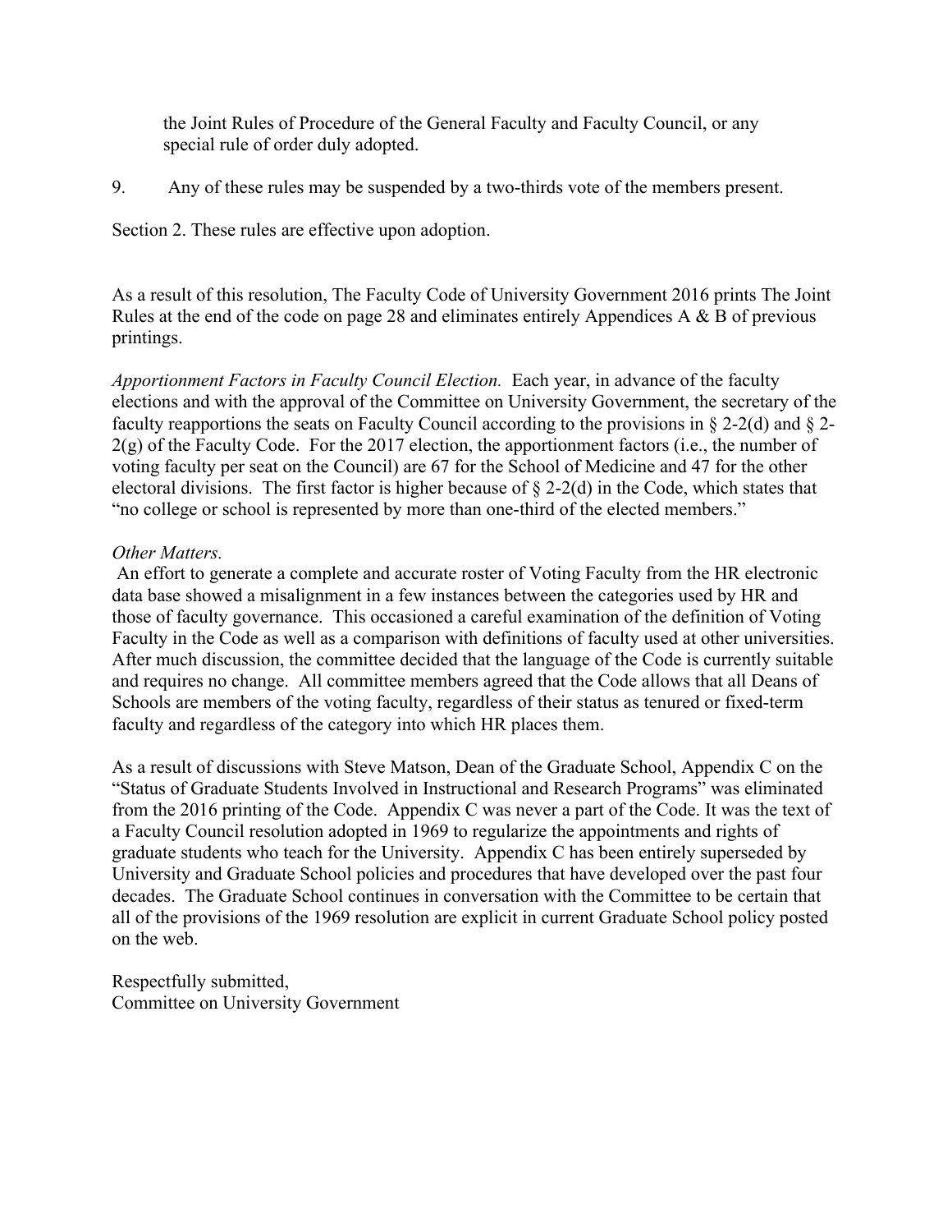the Joint Rules of Procedure of the General Faculty and Faculty Council, or any special rule of order duly adopted.

9. Any of these rules may be suspended by a two-thirds vote of the members present.

Section 2. These rules are effective upon adoption.

As a result of this resolution, The Faculty Code of University Government 2016 prints The Joint Rules at the end of the code on page 28 and eliminates entirely Appendices A & B of previous printings.

*Apportionment Factors in Faculty Council Election.* Each year, in advance of the faculty elections and with the approval of the Committee on University Government, the secretary of the faculty reapportions the seats on Faculty Council according to the provisions in § 2-2(d) and § 2-2(g) of the Faculty Code. For the 2017 election, the apportionment factors (i.e., the number of voting faculty per seat on the Council) are 67 for the School of Medicine and 47 for the other electoral divisions. The first factor is higher because of § 2-2(d) in the Code, which states that "no college or school is represented by more than one-third of the elected members."

*Other Matters.*

An effort to generate a complete and accurate roster of Voting Faculty from the HR electronic data base showed a misalignment in a few instances between the categories used by HR and those of faculty governance. This occasioned a careful examination of the definition of Voting Faculty in the Code as well as a comparison with definitions of faculty used at other universities. After much discussion, the committee decided that the language of the Code is currently suitable and requires no change. All committee members agreed that the Code allows that all Deans of Schools are members of the voting faculty, regardless of their status as tenured or fixed-term faculty and regardless of the category into which HR places them.

As a result of discussions with Steve Matson, Dean of the Graduate School, Appendix C on the "Status of Graduate Students Involved in Instructional and Research Programs" was eliminated from the 2016 printing of the Code. Appendix C was never a part of the Code. It was the text of a Faculty Council resolution adopted in 1969 to regularize the appointments and rights of graduate students who teach for the University. Appendix C has been entirely superseded by University and Graduate School policies and procedures that have developed over the past four decades. The Graduate School continues in conversation with the Committee to be certain that all of the provisions of the 1969 resolution are explicit in current Graduate School policy posted on the web.

Respectfully submitted,
Committee on University Government